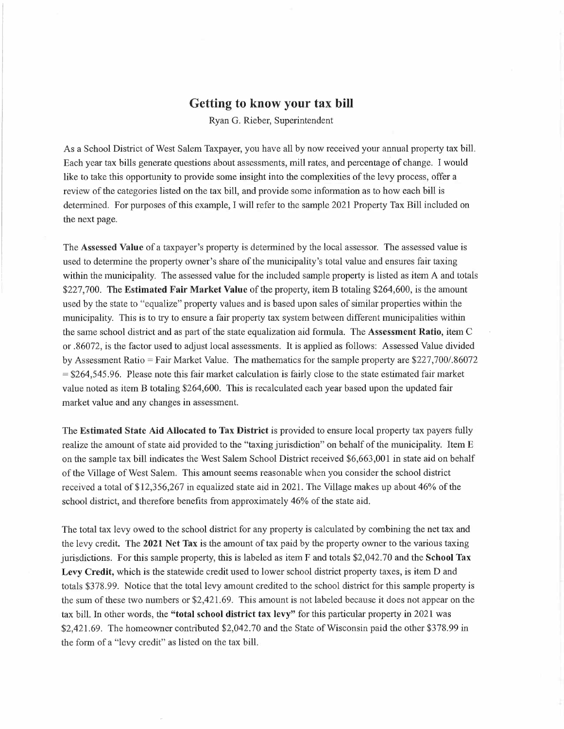# Getting to know your tax bill

Ryan G. Rieber, Superintendent

As a School District of West Salem Taxpayer, you have all by now received your annual property tax bill. Each year tax bills generate questions about assessments, mill rates, and percentage of change. I would like to take this opportunity to provide some insight into the complexities of the levy process, offer a review of the categories listed on the tax bill, and provide some information as to how each bill is determined. For purposes of this example, I will refer to the sample 2021 Property Tax Bill included on the next page.

The **Assessed Value** of a taxpayer's property is determined by the local assessor. The assessed value is used to determine the property owner's share of the municipality's total value and ensures fair taxing within the municipality. The assessed value for the included sample property is listed as item A and totals $227,700. The **Estimated Fair Market Value** of the property, item B totaling $264,600, is the amount used by the state to "equalize" property values and is based upon sales of similar properties within the municipality. This is to try to ensure a fair property tax system between different municipalities within the same school district and as part of the state equalization aid formula. The **Assessment Ratio,** item C or .86072, is the factor used to adjust local assessments. It is applied as follows: Assessed Value divided by Assessment Ratio = Fair Market Value. The mathematics for the sample property are $227,700/.86072 = $264,545.96. Please note this fair market calculation is fairly close to the state estimated fair market value noted as item B totaling $264,600. This is recalculated each year based upon the updated fair market value and any changes in assessment.

The **Estimated State Aid Allocated to Tax District** is provided to ensure local property tax payers fully realize the amount of state aid provided to the "taxing jurisdiction" on behalf of the municipality. Item E on the sample tax bill indicates the West Salem School District received $6,663,001 in state aid on behalf of the Village of West Salem. This amount seems reasonable when you consider the school district received a total of $12,356,267 in equalized state aid in 2021. The Village makes up about 46% of the school district, and therefore benefits from approximately 46% of the state aid.

The total tax levy owed to the school district for any property is calculated by combining the net tax and the levy credit. The **2021 Net Tax** is the amount of tax paid by the property owner to the various taxing jurisdictions. For this sample property, this is labeled as item F and totals $2,042.70 and the **School Tax Levy Credit,** which is the statewide credit used to lower school district property taxes, is item D and totals $378.99. Notice that the total levy amount credited to the school district for this sample property is the sum of these two numbers or $2,421.69. This amount is not labeled because it does not appear on the tax bill. In other words, the **"total school district tax levy"** for this particular property in 2021 was $2,421.69. The homeowner contributed $2,042.70 and the State of Wisconsin paid the other $378.99 in the form of a "levy credit" as listed on the tax bill.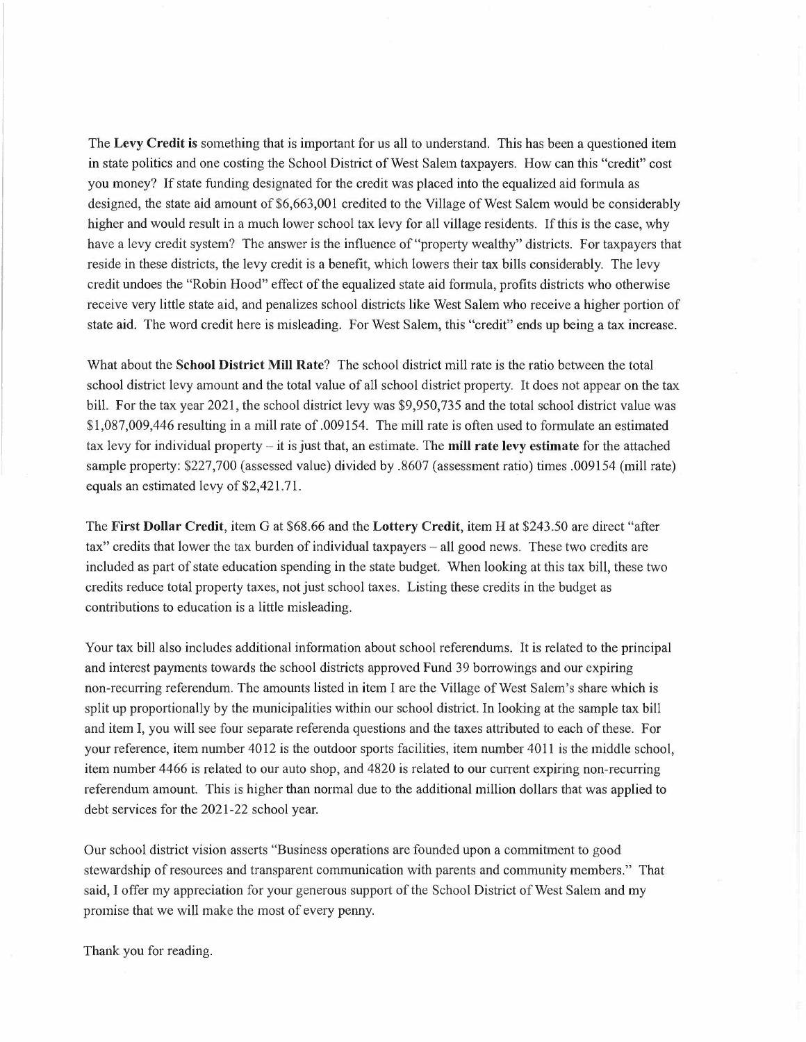The **Levy Credit is** something that is important for us all to understand. This has been a questioned item in state politics and one costing the School District of West Salem taxpayers. How can this "credit" cost you money? If state funding designated for the credit was placed into the equalized aid formula as designed, the state aid amount of $6,663,001 credited to the Village of West Salem would be considerably higher and would result in a much lower school tax levy for all village residents. If this is the case, why have a levy credit system? The answer is the influence of "property wealthy" districts. For taxpayers that reside in these districts, the levy credit is a benefit, which lowers their tax bills considerably. The levy credit undoes the "Robin Hood" effect of the equalized state aid formula, profits districts who otherwise receive very little state aid, and penalizes school districts like West Salem who receive a higher portion of state aid. The word credit here is misleading. For West Salem, this "credit" ends up being a tax increase.

What about the **School District Mill Rate**? The school district mill rate is the ratio between the total school district levy amount and the total value of all school district property. It does not appear on the tax bill. For the tax year 2021, the school district levy was $9,950,735 and the total school district value was $1,087,009,446 resulting in a mill rate of .009154. The mill rate is often used to formulate an estimated tax levy for individual property – it is just that, an estimate. The **mill rate levy estimate** for the attached sample property: $227,700 (assessed value) divided by .8607 (assessment ratio) times .009154 (mill rate) equals an estimated levy of $2,421.71.

The **First Dollar Credit**, item G at $68.66 and the **Lottery Credit**, item H at $243.50 are direct "after tax" credits that lower the tax burden of individual taxpayers – all good news. These two credits are included as part of state education spending in the state budget. When looking at this tax bill, these two credits reduce total property taxes, not just school taxes. Listing these credits in the budget as contributions to education is a little misleading.

Your tax bill also includes additional information about school referendums. It is related to the principal and interest payments towards the school districts approved Fund 39 borrowings and our expiring non-recurring referendum. The amounts listed in item I are the Village of West Salem's share which is split up proportionally by the municipalities within our school district. In looking at the sample tax bill and item I, you will see four separate referenda questions and the taxes attributed to each of these. For your reference, item number 4012 is the outdoor sports facilities, item number 4011 is the middle school, item number 4466 is related to our auto shop, and 4820 is related to our current expiring non-recurring referendum amount. This is higher than normal due to the additional million dollars that was applied to debt services for the 2021-22 school year.

Our school district vision asserts "Business operations are founded upon a commitment to good stewardship of resources and transparent communication with parents and community members." That said, I offer my appreciation for your generous support of the School District of West Salem and my promise that we will make the most of every penny.

Thank you for reading.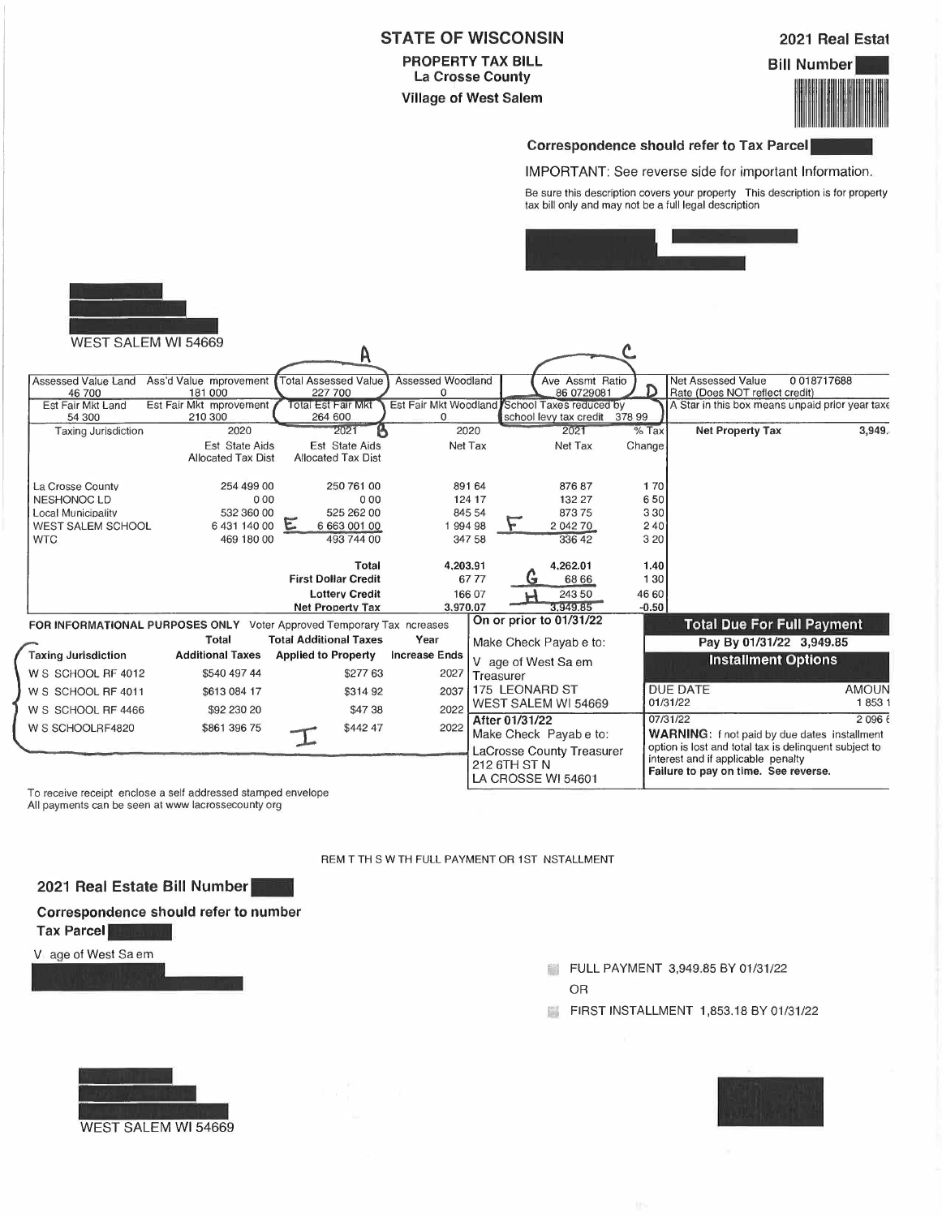# STATE OF WISCONSIN

**PROPERTY TAX BILL**
**La Crosse County**
**Village of West Salem**

**2021 Real Estat**

**Bill Number**

**Correspondence should refer to Tax Parcel**

IMPORTANT: See reverse side for important Information.

Be sure this description covers your property This description is for property tax bill only and may not be a full legal description

WEST SALEM WI 54669

| Assessed Value Land | Ass'd Value mprovement | Total Assessed Value (A) | Assessed Woodland | | Ave Assmt Ratio (C) | | Net Assessed Value Rate (Does NOT reflect credit) 0 018717688 (D) |
|---|---|---|---|---|---|---|---|
| 46 700 | 181 000 | 227 700 | 0 | | 86 0729081 | | |
| Est Fair Mkt Land | Est Fair Mkt mprovement | Total Est Fair Mkt | Est Fair Mkt Woodland | School Taxes reduced by school levy tax credit 378 99 | | | A Star in this box means unpaid prior year taxe |
| 54 300 | 210 300 | 264 600 | 0 | | | | |

| Taxing Jurisdiction | 2020 Est State Aids Allocated Tax Dist | 2021 (B) Est State Aids Allocated Tax Dist | 2020 Net Tax | 2021 Net Tax | % Tax Change |
|---|---|---|---|---|---|
| La Crosse County | 254 499 00 | 250 761 00 | 891 64 | 876 87 | 1 70 |
| NESHONOC LD | 0 00 | 0 00 | 124 17 | 132 27 | 6 50 |
| Local Municipality | 532 360 00 | 525 262 00 | 845 54 | 873 75 | 3 30 |
| WEST SALEM SCHOOL | 6 431 140 00 | (E) 6 663 001 00 | 1 994 98 | (F) 2 042 70 | 2 40 |
| WTC | 469 180 00 | 493 744 00 | 347 58 | 336 42 | 3 20 |
| | | Total | 4,203.91 | 4,262.01 | 1.40 |
| | | First Dollar Credit | 67 77 | (G) 68 66 | 1 30 |
| | | Lottery Credit | 166 07 | (H) 243 50 | 46 60 |
| | | Net Property Tax | 3,970.07 | 3,949.85 | -0.50 |

**Net Property Tax** 3,949.

FOR INFORMATIONAL PURPOSES ONLY Voter Approved Temporary Tax ncreases

| Taxing Jurisdiction | Total Additional Taxes | Total Additional Taxes Applied to Property | Year Increase Ends |
|---|---|---|---|
| W S SCHOOL RF 4012 | $540 497 44 | $277 63 | 2027 |
| W S SCHOOL RF 4011 | $613 084 17 | $314 92 | 2037 |
| W S SCHOOL RF 4466 | $92 230 20 | $47 38 | 2022 |
| W S SCHOOLRF4820 | $861 396 75 | (I) $442 47 | 2022 |

**On or prior to 01/31/22**
Make Check Payab e to:
V age of West Sa em
Treasurer
175 LEONARD ST
WEST SALEM WI 54669

**After 01/31/22**
Make Check Payab e to:
LaCrosse County Treasurer
212 6TH ST N
LA CROSSE WI 54601

**Total Due For Full Payment**
Pay By 01/31/22 3,949.85

**Installment Options**

| DUE DATE | AMOUN |
|---|---|
| 01/31/22 | 1 853 1 |
| 07/31/22 | 2 096 6 |

**WARNING:** f not paid by due dates installment option is lost and total tax is delinquent subject to interest and if applicable penalty
**Failure to pay on time. See reverse.**

To receive receipt enclose a self addressed stamped envelope
All payments can be seen at www lacrossecounty org

REM T TH S W TH FULL PAYMENT OR 1ST NSTALLMENT

**2021 Real Estate Bill Number**

**Correspondence should refer to number**
**Tax Parcel**

V age of West Sa em

FULL PAYMENT 3,949.85 BY 01/31/22

OR

FIRST INSTALLMENT 1,853.18 BY 01/31/22

WEST SALEM WI 54669